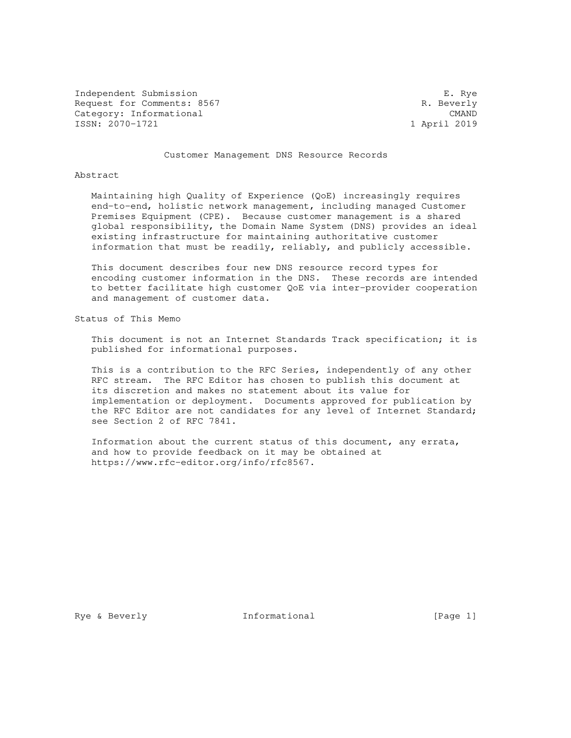Independent Submission E. Rye
Request for Comments: 8567 R. Beverly
Category: Informational CMAND
ISSN: 2070-1721 1 April 2019

# Customer Management DNS Resource Records

## Abstract

Maintaining high Quality of Experience (QoE) increasingly requires end-to-end, holistic network management, including managed Customer Premises Equipment (CPE). Because customer management is a shared global responsibility, the Domain Name System (DNS) provides an ideal existing infrastructure for maintaining authoritative customer information that must be readily, reliably, and publicly accessible.

This document describes four new DNS resource record types for encoding customer information in the DNS. These records are intended to better facilitate high customer QoE via inter-provider cooperation and management of customer data.

## Status of This Memo

This document is not an Internet Standards Track specification; it is published for informational purposes.

This is a contribution to the RFC Series, independently of any other RFC stream. The RFC Editor has chosen to publish this document at its discretion and makes no statement about its value for implementation or deployment. Documents approved for publication by the RFC Editor are not candidates for any level of Internet Standard; see Section 2 of RFC 7841.

Information about the current status of this document, any errata, and how to provide feedback on it may be obtained at https://www.rfc-editor.org/info/rfc8567.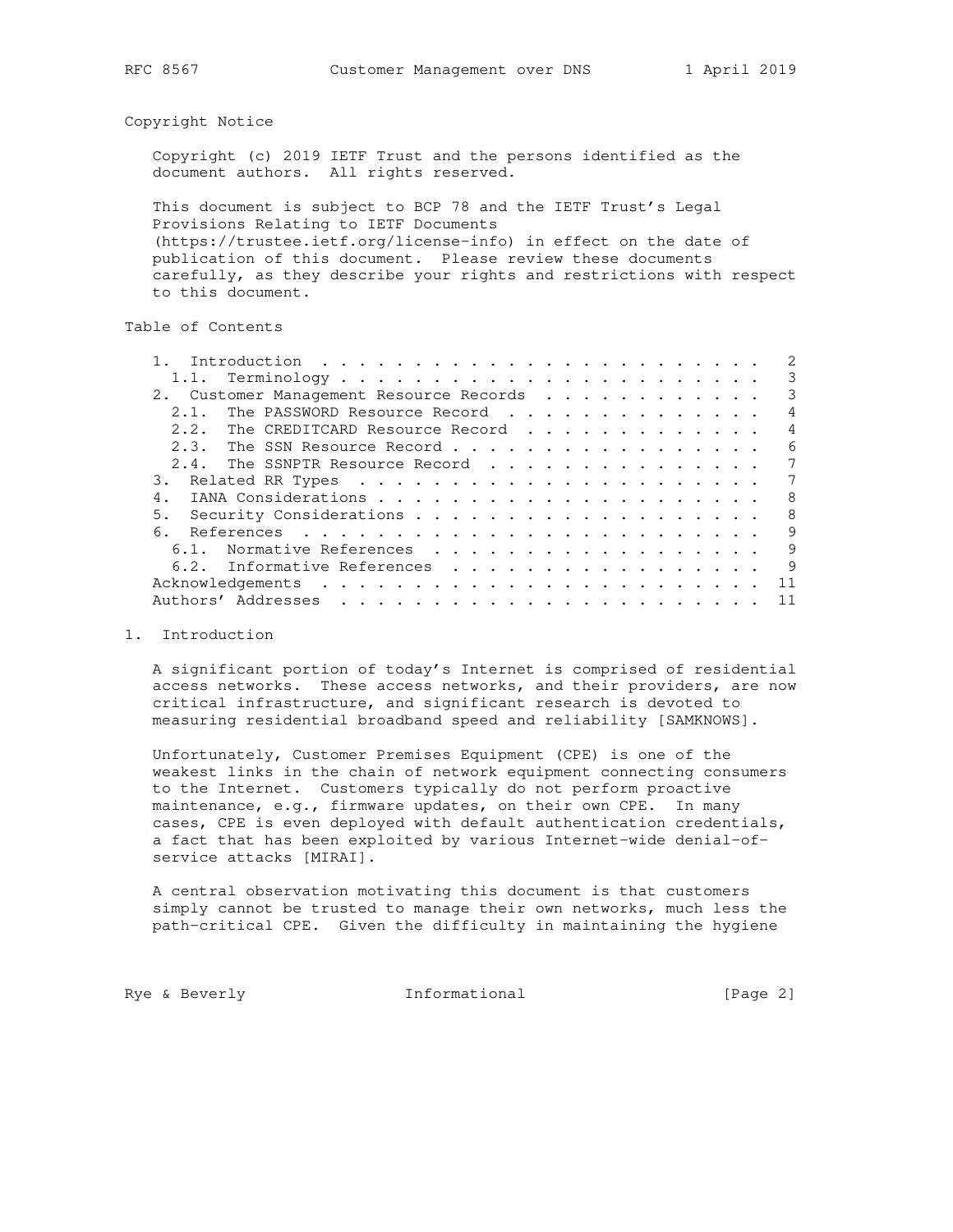## Copyright Notice

Copyright (c) 2019 IETF Trust and the persons identified as the document authors. All rights reserved.

This document is subject to BCP 78 and the IETF Trust's Legal Provisions Relating to IETF Documents (https://trustee.ietf.org/license-info) in effect on the date of publication of this document. Please review these documents carefully, as they describe your rights and restrictions with respect to this document.

## Table of Contents

```
   1.  Introduction  . . . . . . . . . . . . . . . . . . . . . . . .   2
     1.1.  Terminology . . . . . . . . . . . . . . . . . . . . . . .   3
   2.  Customer Management Resource Records  . . . . . . . . . . . .   3
     2.1.  The PASSWORD Resource Record  . . . . . . . . . . . . . .   4
     2.2.  The CREDITCARD Resource Record  . . . . . . . . . . . . .   4
     2.3.  The SSN Resource Record . . . . . . . . . . . . . . . . .   6
     2.4.  The SSNPTR Resource Record  . . . . . . . . . . . . . . .   7
   3.  Related RR Types  . . . . . . . . . . . . . . . . . . . . . .   7
   4.  IANA Considerations . . . . . . . . . . . . . . . . . . . . .   8
   5.  Security Considerations . . . . . . . . . . . . . . . . . . .   8
   6.  References  . . . . . . . . . . . . . . . . . . . . . . . . .   9
     6.1.  Normative References  . . . . . . . . . . . . . . . . . .   9
     6.2.  Informative References  . . . . . . . . . . . . . . . . .   9
   Acknowledgements  . . . . . . . . . . . . . . . . . . . . . . . .  11
   Authors' Addresses  . . . . . . . . . . . . . . . . . . . . . . .  11
```

## 1. Introduction

A significant portion of today's Internet is comprised of residential access networks. These access networks, and their providers, are now critical infrastructure, and significant research is devoted to measuring residential broadband speed and reliability [SAMKNOWS].

Unfortunately, Customer Premises Equipment (CPE) is one of the weakest links in the chain of network equipment connecting consumers to the Internet. Customers typically do not perform proactive maintenance, e.g., firmware updates, on their own CPE. In many cases, CPE is even deployed with default authentication credentials, a fact that has been exploited by various Internet-wide denial-of-service attacks [MIRAI].

A central observation motivating this document is that customers simply cannot be trusted to manage their own networks, much less the path-critical CPE. Given the difficulty in maintaining the hygiene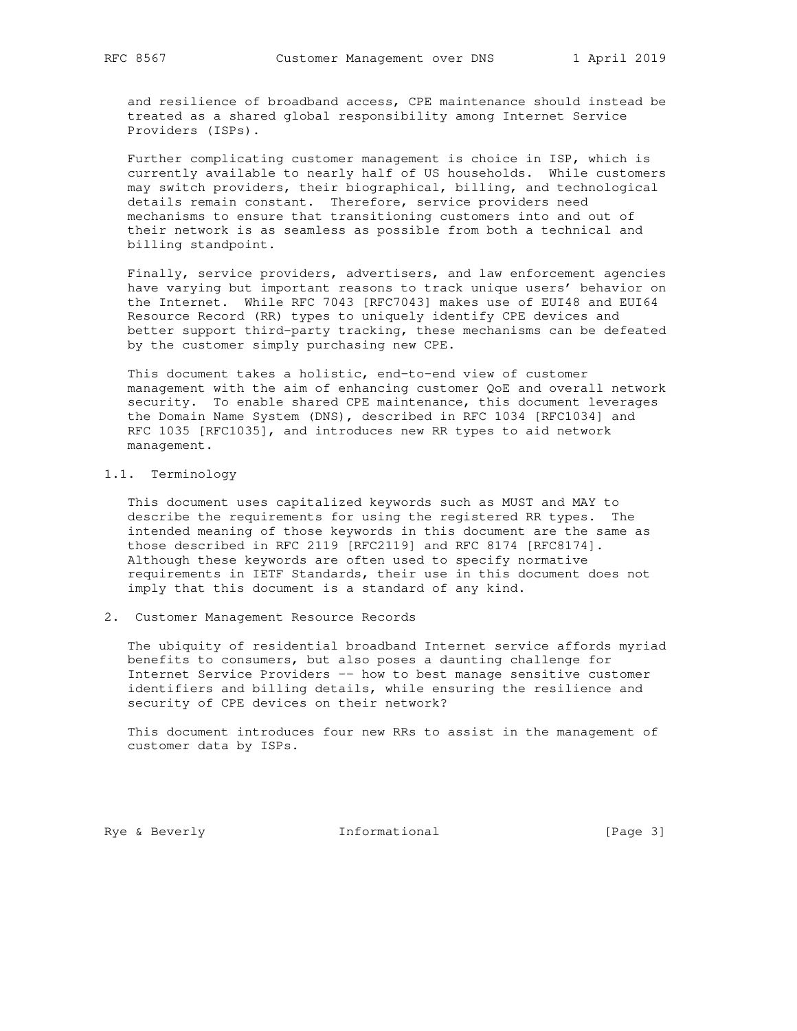and resilience of broadband access, CPE maintenance should instead be treated as a shared global responsibility among Internet Service Providers (ISPs).

Further complicating customer management is choice in ISP, which is currently available to nearly half of US households. While customers may switch providers, their biographical, billing, and technological details remain constant. Therefore, service providers need mechanisms to ensure that transitioning customers into and out of their network is as seamless as possible from both a technical and billing standpoint.

Finally, service providers, advertisers, and law enforcement agencies have varying but important reasons to track unique users' behavior on the Internet. While RFC 7043 [RFC7043] makes use of EUI48 and EUI64 Resource Record (RR) types to uniquely identify CPE devices and better support third-party tracking, these mechanisms can be defeated by the customer simply purchasing new CPE.

This document takes a holistic, end-to-end view of customer management with the aim of enhancing customer QoE and overall network security. To enable shared CPE maintenance, this document leverages the Domain Name System (DNS), described in RFC 1034 [RFC1034] and RFC 1035 [RFC1035], and introduces new RR types to aid network management.

### 1.1. Terminology

This document uses capitalized keywords such as MUST and MAY to describe the requirements for using the registered RR types. The intended meaning of those keywords in this document are the same as those described in RFC 2119 [RFC2119] and RFC 8174 [RFC8174]. Although these keywords are often used to specify normative requirements in IETF Standards, their use in this document does not imply that this document is a standard of any kind.

## 2. Customer Management Resource Records

The ubiquity of residential broadband Internet service affords myriad benefits to consumers, but also poses a daunting challenge for Internet Service Providers -- how to best manage sensitive customer identifiers and billing details, while ensuring the resilience and security of CPE devices on their network?

This document introduces four new RRs to assist in the management of customer data by ISPs.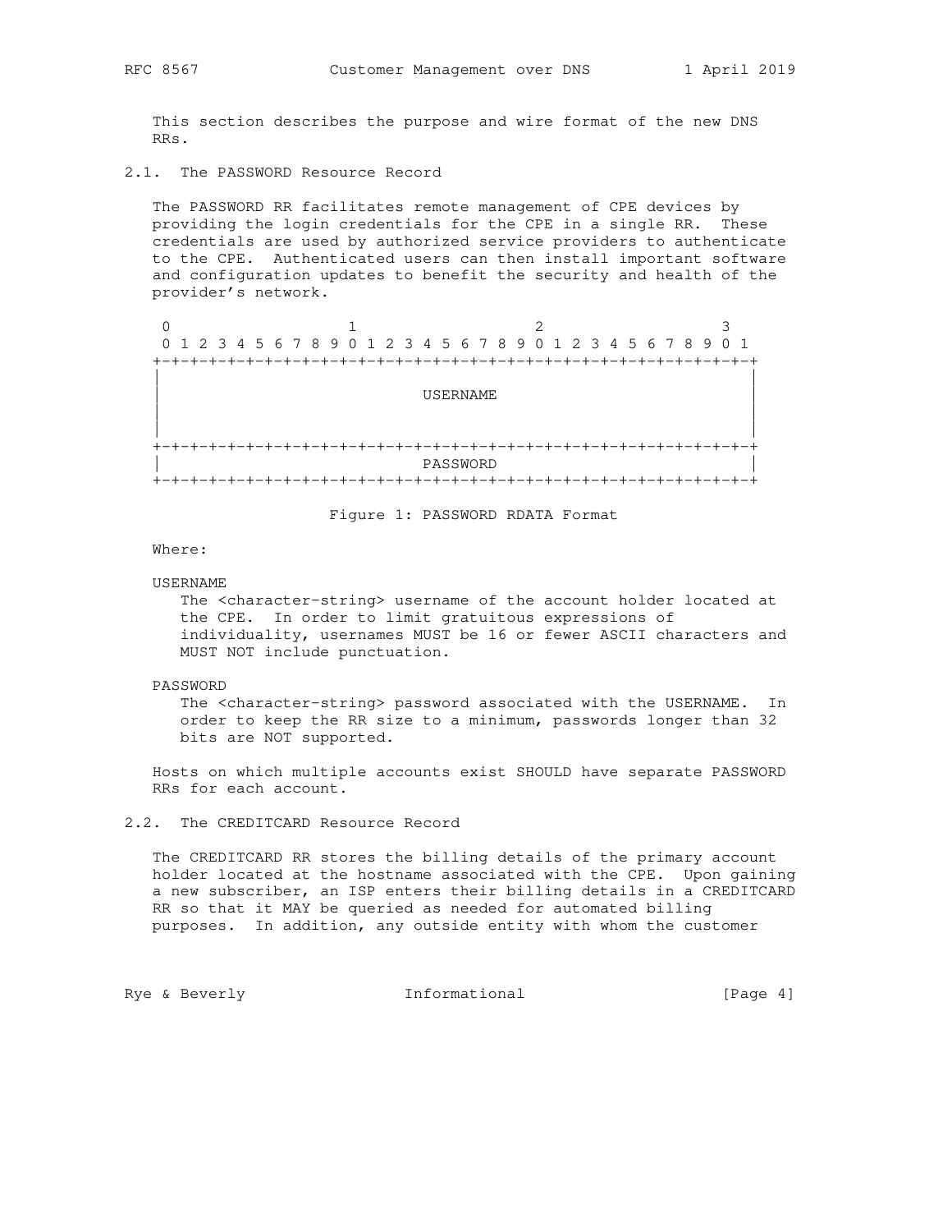This section describes the purpose and wire format of the new DNS RRs.

### 2.1. The PASSWORD Resource Record

The PASSWORD RR facilitates remote management of CPE devices by providing the login credentials for the CPE in a single RR. These credentials are used by authorized service providers to authenticate to the CPE. Authenticated users can then install important software and configuration updates to benefit the security and health of the provider's network.

```
 0                   1                   2                   3
 0 1 2 3 4 5 6 7 8 9 0 1 2 3 4 5 6 7 8 9 0 1 2 3 4 5 6 7 8 9 0 1
+-+-+-+-+-+-+-+-+-+-+-+-+-+-+-+-+-+-+-+-+-+-+-+-+-+-+-+-+-+-+-+-+
|                                                               |
|                            USERNAME                           |
|                                                               |
|                                                               |
+-+-+-+-+-+-+-+-+-+-+-+-+-+-+-+-+-+-+-+-+-+-+-+-+-+-+-+-+-+-+-+-+
|                            PASSWORD                           |
+-+-+-+-+-+-+-+-+-+-+-+-+-+-+-+-+-+-+-+-+-+-+-+-+-+-+-+-+-+-+-+-+
```

Figure 1: PASSWORD RDATA Format

Where:

USERNAME
  The <character-string> username of the account holder located at the CPE. In order to limit gratuitous expressions of individuality, usernames MUST be 16 or fewer ASCII characters and MUST NOT include punctuation.

PASSWORD
  The <character-string> password associated with the USERNAME. In order to keep the RR size to a minimum, passwords longer than 32 bits are NOT supported.

Hosts on which multiple accounts exist SHOULD have separate PASSWORD RRs for each account.

### 2.2. The CREDITCARD Resource Record

The CREDITCARD RR stores the billing details of the primary account holder located at the hostname associated with the CPE. Upon gaining a new subscriber, an ISP enters their billing details in a CREDITCARD RR so that it MAY be queried as needed for automated billing purposes. In addition, any outside entity with whom the customer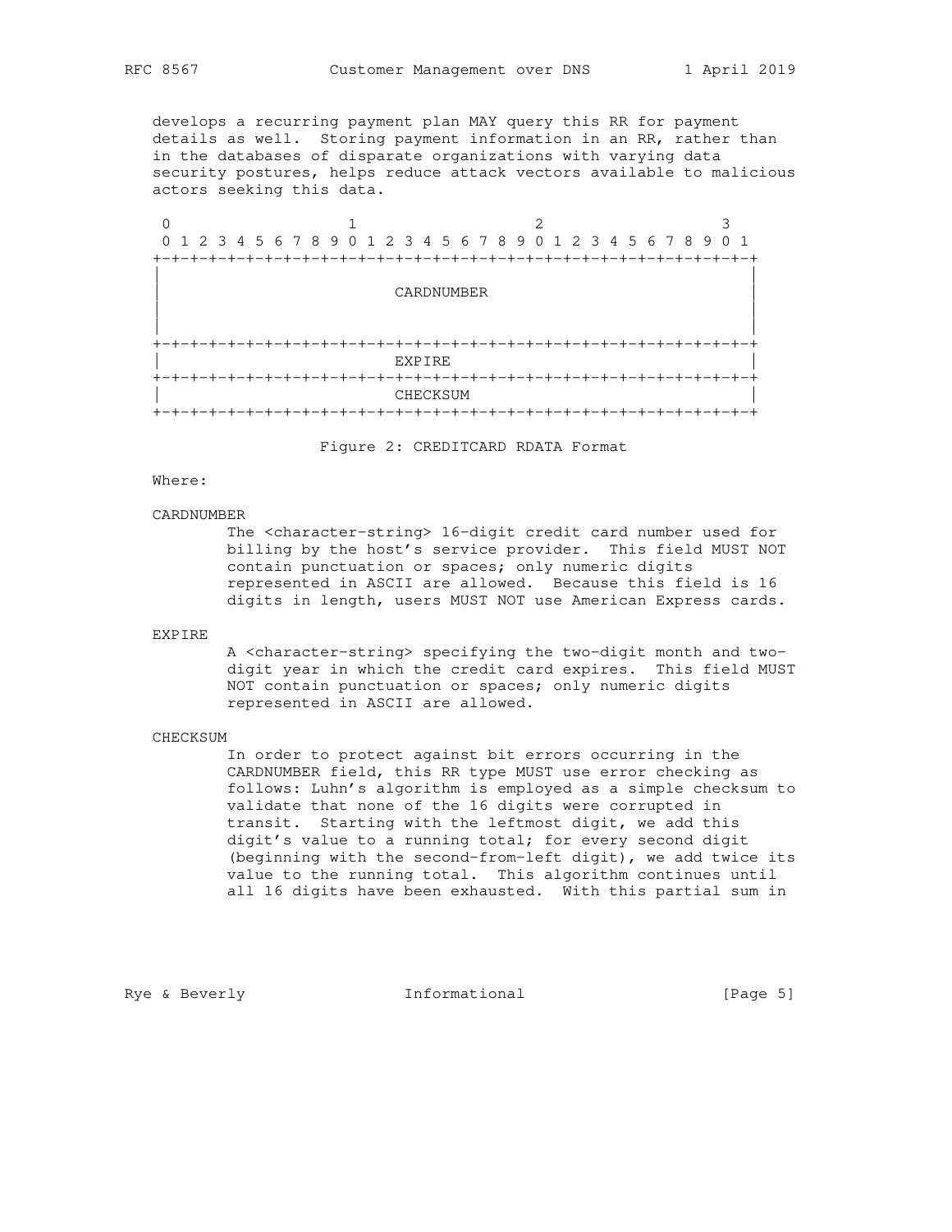develops a recurring payment plan MAY query this RR for payment details as well. Storing payment information in an RR, rather than in the databases of disparate organizations with varying data security postures, helps reduce attack vectors available to malicious actors seeking this data.

```
 0                   1                   2                   3
 0 1 2 3 4 5 6 7 8 9 0 1 2 3 4 5 6 7 8 9 0 1 2 3 4 5 6 7 8 9 0 1
+-+-+-+-+-+-+-+-+-+-+-+-+-+-+-+-+-+-+-+-+-+-+-+-+-+-+-+-+-+-+-+-+
|                                                               |
|                          CARDNUMBER                           |
|                                                               |
|                                                               |
+-+-+-+-+-+-+-+-+-+-+-+-+-+-+-+-+-+-+-+-+-+-+-+-+-+-+-+-+-+-+-+-+
|                            EXPIRE                             |
+-+-+-+-+-+-+-+-+-+-+-+-+-+-+-+-+-+-+-+-+-+-+-+-+-+-+-+-+-+-+-+-+
|                           CHECKSUM                            |
+-+-+-+-+-+-+-+-+-+-+-+-+-+-+-+-+-+-+-+-+-+-+-+-+-+-+-+-+-+-+-+-+
```

Figure 2: CREDITCARD RDATA Format

Where:

CARDNUMBER

The <character-string> 16-digit credit card number used for billing by the host's service provider. This field MUST NOT contain punctuation or spaces; only numeric digits represented in ASCII are allowed. Because this field is 16 digits in length, users MUST NOT use American Express cards.

EXPIRE

A <character-string> specifying the two-digit month and two-digit year in which the credit card expires. This field MUST NOT contain punctuation or spaces; only numeric digits represented in ASCII are allowed.

CHECKSUM

In order to protect against bit errors occurring in the CARDNUMBER field, this RR type MUST use error checking as follows: Luhn's algorithm is employed as a simple checksum to validate that none of the 16 digits were corrupted in transit. Starting with the leftmost digit, we add this digit's value to a running total; for every second digit (beginning with the second-from-left digit), we add twice its value to the running total. This algorithm continues until all 16 digits have been exhausted. With this partial sum in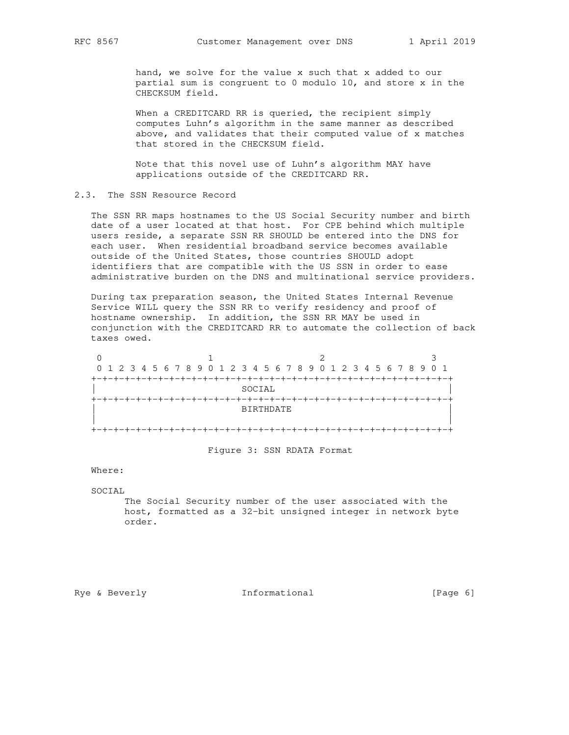hand, we solve for the value x such that x added to our partial sum is congruent to 0 modulo 10, and store x in the CHECKSUM field.

When a CREDITCARD RR is queried, the recipient simply computes Luhn's algorithm in the same manner as described above, and validates that their computed value of x matches that stored in the CHECKSUM field.

Note that this novel use of Luhn's algorithm MAY have applications outside of the CREDITCARD RR.

## 2.3. The SSN Resource Record

The SSN RR maps hostnames to the US Social Security number and birth date of a user located at that host. For CPE behind which multiple users reside, a separate SSN RR SHOULD be entered into the DNS for each user. When residential broadband service becomes available outside of the United States, those countries SHOULD adopt identifiers that are compatible with the US SSN in order to ease administrative burden on the DNS and multinational service providers.

During tax preparation season, the United States Internal Revenue Service WILL query the SSN RR to verify residency and proof of hostname ownership. In addition, the SSN RR MAY be used in conjunction with the CREDITCARD RR to automate the collection of back taxes owed.

```
 0                   1                   2                   3
 0 1 2 3 4 5 6 7 8 9 0 1 2 3 4 5 6 7 8 9 0 1 2 3 4 5 6 7 8 9 0 1
+-+-+-+-+-+-+-+-+-+-+-+-+-+-+-+-+-+-+-+-+-+-+-+-+-+-+-+-+-+-+-+-+
|                            SOCIAL                             |
+-+-+-+-+-+-+-+-+-+-+-+-+-+-+-+-+-+-+-+-+-+-+-+-+-+-+-+-+-+-+-+-+
|                           BIRTHDATE                           |
|                                                               |
+-+-+-+-+-+-+-+-+-+-+-+-+-+-+-+-+-+-+-+-+-+-+-+-+-+-+-+-+-+-+-+-+
```

Figure 3: SSN RDATA Format

Where:

SOCIAL
: The Social Security number of the user associated with the host, formatted as a 32-bit unsigned integer in network byte order.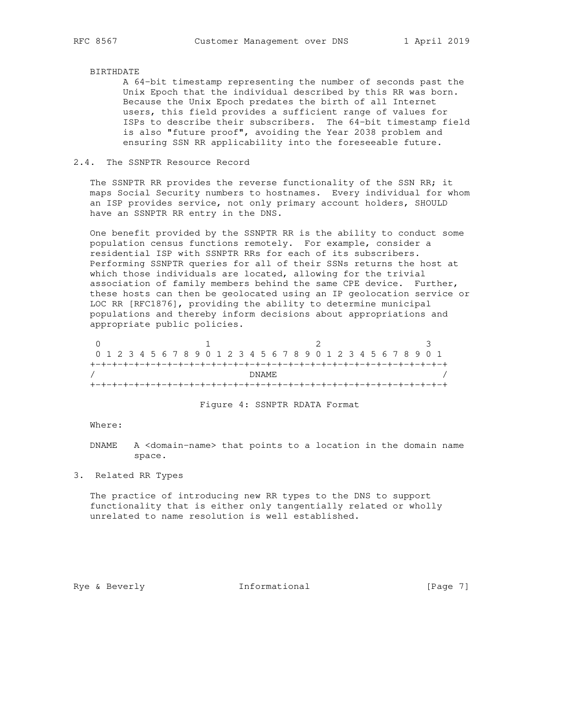BIRTHDATE
A 64-bit timestamp representing the number of seconds past the Unix Epoch that the individual described by this RR was born. Because the Unix Epoch predates the birth of all Internet users, this field provides a sufficient range of values for ISPs to describe their subscribers. The 64-bit timestamp field is also "future proof", avoiding the Year 2038 problem and ensuring SSN RR applicability into the foreseeable future.

## 2.4. The SSNPTR Resource Record

The SSNPTR RR provides the reverse functionality of the SSN RR; it maps Social Security numbers to hostnames. Every individual for whom an ISP provides service, not only primary account holders, SHOULD have an SSNPTR RR entry in the DNS.

One benefit provided by the SSNPTR RR is the ability to conduct some population census functions remotely. For example, consider a residential ISP with SSNPTR RRs for each of its subscribers. Performing SSNPTR queries for all of their SSNs returns the host at which those individuals are located, allowing for the trivial association of family members behind the same CPE device. Further, these hosts can then be geolocated using an IP geolocation service or LOC RR [RFC1876], providing the ability to determine municipal populations and thereby inform decisions about appropriations and appropriate public policies.

```
 0                   1                   2                   3
 0 1 2 3 4 5 6 7 8 9 0 1 2 3 4 5 6 7 8 9 0 1 2 3 4 5 6 7 8 9 0 1
+-+-+-+-+-+-+-+-+-+-+-+-+-+-+-+-+-+-+-+-+-+-+-+-+-+-+-+-+-+-+-+-+
/                             DNAME                             /
+-+-+-+-+-+-+-+-+-+-+-+-+-+-+-+-+-+-+-+-+-+-+-+-+-+-+-+-+-+-+-+-+
```

Figure 4: SSNPTR RDATA Format

Where:

DNAME   A <domain-name> that points to a location in the domain name space.

# 3. Related RR Types

The practice of introducing new RR types to the DNS to support functionality that is either only tangentially related or wholly unrelated to name resolution is well established.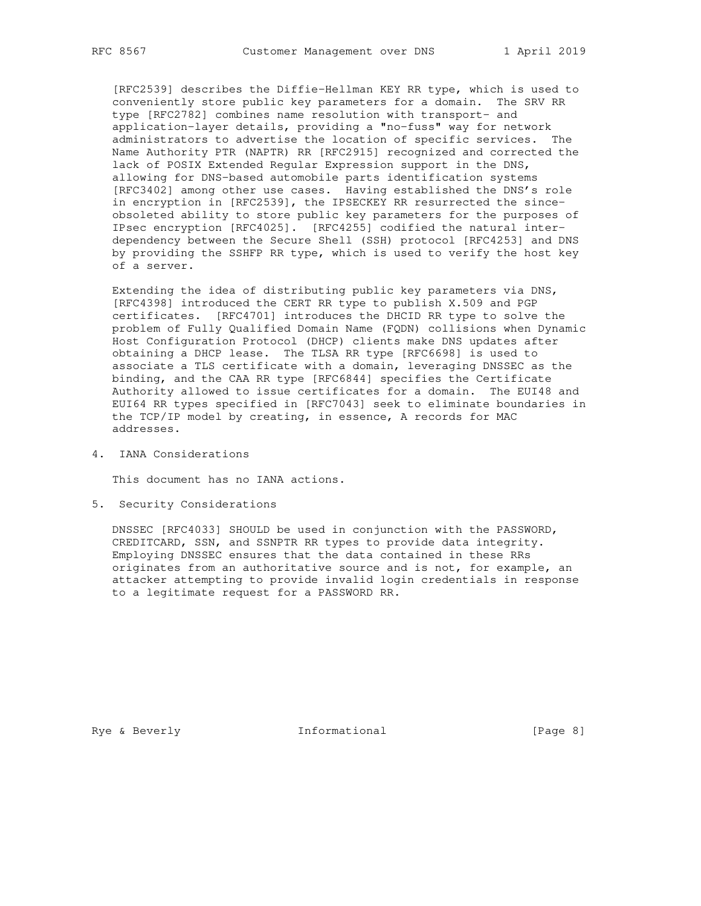[RFC2539] describes the Diffie-Hellman KEY RR type, which is used to conveniently store public key parameters for a domain. The SRV RR type [RFC2782] combines name resolution with transport- and application-layer details, providing a "no-fuss" way for network administrators to advertise the location of specific services. The Name Authority PTR (NAPTR) RR [RFC2915] recognized and corrected the lack of POSIX Extended Regular Expression support in the DNS, allowing for DNS-based automobile parts identification systems [RFC3402] among other use cases. Having established the DNS's role in encryption in [RFC2539], the IPSECKEY RR resurrected the since-obsoleted ability to store public key parameters for the purposes of IPsec encryption [RFC4025]. [RFC4255] codified the natural inter-dependency between the Secure Shell (SSH) protocol [RFC4253] and DNS by providing the SSHFP RR type, which is used to verify the host key of a server.

Extending the idea of distributing public key parameters via DNS, [RFC4398] introduced the CERT RR type to publish X.509 and PGP certificates. [RFC4701] introduces the DHCID RR type to solve the problem of Fully Qualified Domain Name (FQDN) collisions when Dynamic Host Configuration Protocol (DHCP) clients make DNS updates after obtaining a DHCP lease. The TLSA RR type [RFC6698] is used to associate a TLS certificate with a domain, leveraging DNSSEC as the binding, and the CAA RR type [RFC6844] specifies the Certificate Authority allowed to issue certificates for a domain. The EUI48 and EUI64 RR types specified in [RFC7043] seek to eliminate boundaries in the TCP/IP model by creating, in essence, A records for MAC addresses.

## 4. IANA Considerations

This document has no IANA actions.

## 5. Security Considerations

DNSSEC [RFC4033] SHOULD be used in conjunction with the PASSWORD, CREDITCARD, SSN, and SSNPTR RR types to provide data integrity. Employing DNSSEC ensures that the data contained in these RRs originates from an authoritative source and is not, for example, an attacker attempting to provide invalid login credentials in response to a legitimate request for a PASSWORD RR.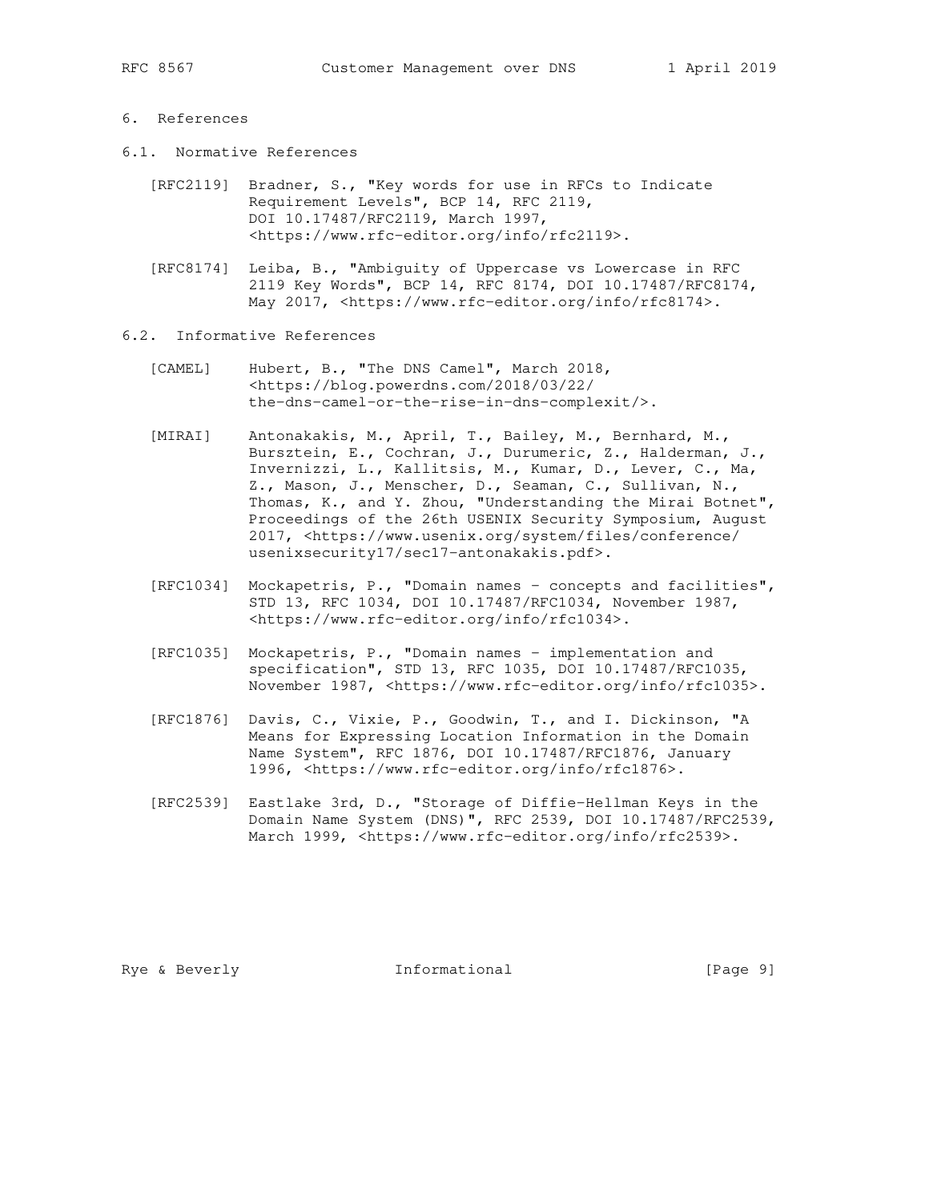# 6. References

## 6.1. Normative References

[RFC2119] Bradner, S., "Key words for use in RFCs to Indicate Requirement Levels", BCP 14, RFC 2119, DOI 10.17487/RFC2119, March 1997, <https://www.rfc-editor.org/info/rfc2119>.

[RFC8174] Leiba, B., "Ambiguity of Uppercase vs Lowercase in RFC 2119 Key Words", BCP 14, RFC 8174, DOI 10.17487/RFC8174, May 2017, <https://www.rfc-editor.org/info/rfc8174>.

## 6.2. Informative References

[CAMEL] Hubert, B., "The DNS Camel", March 2018, <https://blog.powerdns.com/2018/03/22/the-dns-camel-or-the-rise-in-dns-complexit/>.

[MIRAI] Antonakakis, M., April, T., Bailey, M., Bernhard, M., Bursztein, E., Cochran, J., Durumeric, Z., Halderman, J., Invernizzi, L., Kallitsis, M., Kumar, D., Lever, C., Ma, Z., Mason, J., Menscher, D., Seaman, C., Sullivan, N., Thomas, K., and Y. Zhou, "Understanding the Mirai Botnet", Proceedings of the 26th USENIX Security Symposium, August 2017, <https://www.usenix.org/system/files/conference/usenixsecurity17/sec17-antonakakis.pdf>.

[RFC1034] Mockapetris, P., "Domain names - concepts and facilities", STD 13, RFC 1034, DOI 10.17487/RFC1034, November 1987, <https://www.rfc-editor.org/info/rfc1034>.

[RFC1035] Mockapetris, P., "Domain names - implementation and specification", STD 13, RFC 1035, DOI 10.17487/RFC1035, November 1987, <https://www.rfc-editor.org/info/rfc1035>.

[RFC1876] Davis, C., Vixie, P., Goodwin, T., and I. Dickinson, "A Means for Expressing Location Information in the Domain Name System", RFC 1876, DOI 10.17487/RFC1876, January 1996, <https://www.rfc-editor.org/info/rfc1876>.

[RFC2539] Eastlake 3rd, D., "Storage of Diffie-Hellman Keys in the Domain Name System (DNS)", RFC 2539, DOI 10.17487/RFC2539, March 1999, <https://www.rfc-editor.org/info/rfc2539>.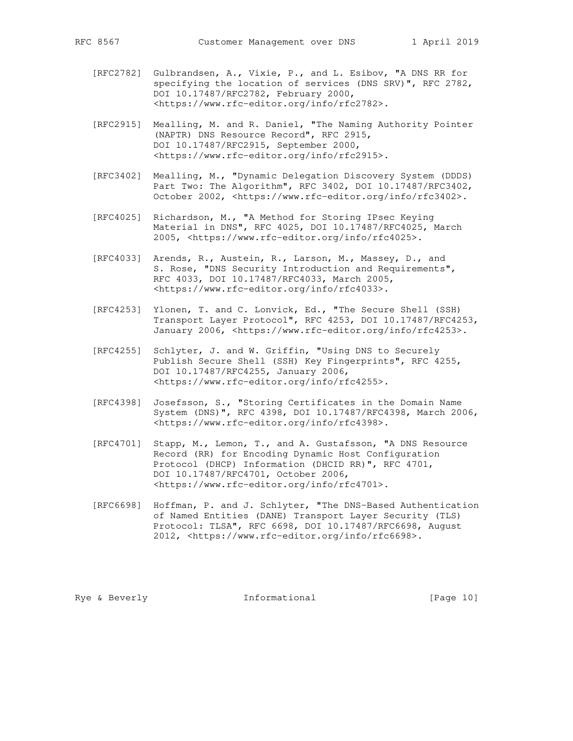[RFC2782] Gulbrandsen, A., Vixie, P., and L. Esibov, "A DNS RR for specifying the location of services (DNS SRV)", RFC 2782, DOI 10.17487/RFC2782, February 2000, <https://www.rfc-editor.org/info/rfc2782>.

[RFC2915] Mealling, M. and R. Daniel, "The Naming Authority Pointer (NAPTR) DNS Resource Record", RFC 2915, DOI 10.17487/RFC2915, September 2000, <https://www.rfc-editor.org/info/rfc2915>.

[RFC3402] Mealling, M., "Dynamic Delegation Discovery System (DDDS) Part Two: The Algorithm", RFC 3402, DOI 10.17487/RFC3402, October 2002, <https://www.rfc-editor.org/info/rfc3402>.

[RFC4025] Richardson, M., "A Method for Storing IPsec Keying Material in DNS", RFC 4025, DOI 10.17487/RFC4025, March 2005, <https://www.rfc-editor.org/info/rfc4025>.

[RFC4033] Arends, R., Austein, R., Larson, M., Massey, D., and S. Rose, "DNS Security Introduction and Requirements", RFC 4033, DOI 10.17487/RFC4033, March 2005, <https://www.rfc-editor.org/info/rfc4033>.

[RFC4253] Ylonen, T. and C. Lonvick, Ed., "The Secure Shell (SSH) Transport Layer Protocol", RFC 4253, DOI 10.17487/RFC4253, January 2006, <https://www.rfc-editor.org/info/rfc4253>.

[RFC4255] Schlyter, J. and W. Griffin, "Using DNS to Securely Publish Secure Shell (SSH) Key Fingerprints", RFC 4255, DOI 10.17487/RFC4255, January 2006, <https://www.rfc-editor.org/info/rfc4255>.

[RFC4398] Josefsson, S., "Storing Certificates in the Domain Name System (DNS)", RFC 4398, DOI 10.17487/RFC4398, March 2006, <https://www.rfc-editor.org/info/rfc4398>.

[RFC4701] Stapp, M., Lemon, T., and A. Gustafsson, "A DNS Resource Record (RR) for Encoding Dynamic Host Configuration Protocol (DHCP) Information (DHCID RR)", RFC 4701, DOI 10.17487/RFC4701, October 2006, <https://www.rfc-editor.org/info/rfc4701>.

[RFC6698] Hoffman, P. and J. Schlyter, "The DNS-Based Authentication of Named Entities (DANE) Transport Layer Security (TLS) Protocol: TLSA", RFC 6698, DOI 10.17487/RFC6698, August 2012, <https://www.rfc-editor.org/info/rfc6698>.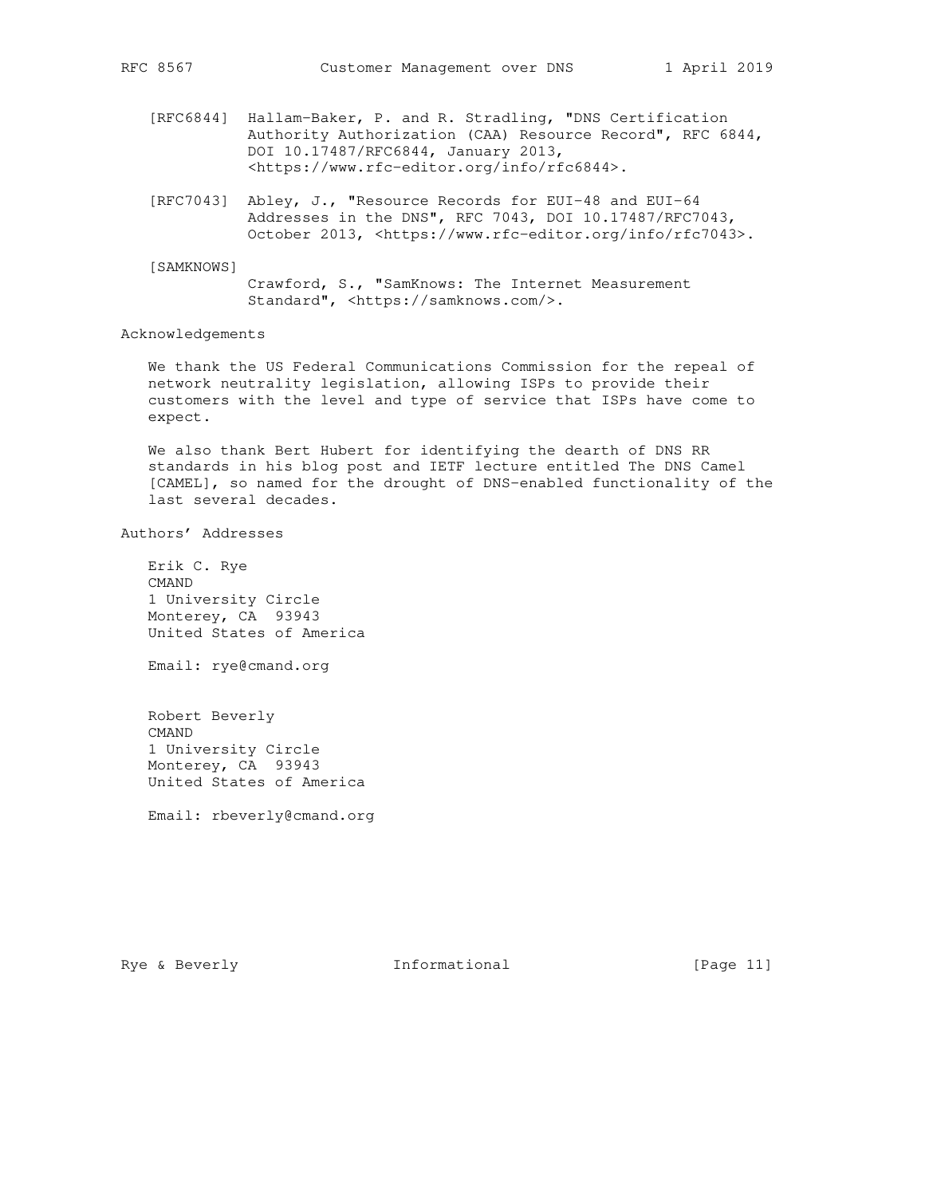[RFC6844] Hallam-Baker, P. and R. Stradling, "DNS Certification Authority Authorization (CAA) Resource Record", RFC 6844, DOI 10.17487/RFC6844, January 2013, <https://www.rfc-editor.org/info/rfc6844>.

[RFC7043] Abley, J., "Resource Records for EUI-48 and EUI-64 Addresses in the DNS", RFC 7043, DOI 10.17487/RFC7043, October 2013, <https://www.rfc-editor.org/info/rfc7043>.

[SAMKNOWS] Crawford, S., "SamKnows: The Internet Measurement Standard", <https://samknows.com/>.

## Acknowledgements

We thank the US Federal Communications Commission for the repeal of network neutrality legislation, allowing ISPs to provide their customers with the level and type of service that ISPs have come to expect.

We also thank Bert Hubert for identifying the dearth of DNS RR standards in his blog post and IETF lecture entitled The DNS Camel [CAMEL], so named for the drought of DNS-enabled functionality of the last several decades.

## Authors' Addresses

Erik C. Rye
CMAND
1 University Circle
Monterey, CA 93943
United States of America

Email: rye@cmand.org

Robert Beverly
CMAND
1 University Circle
Monterey, CA 93943
United States of America

Email: rbeverly@cmand.org